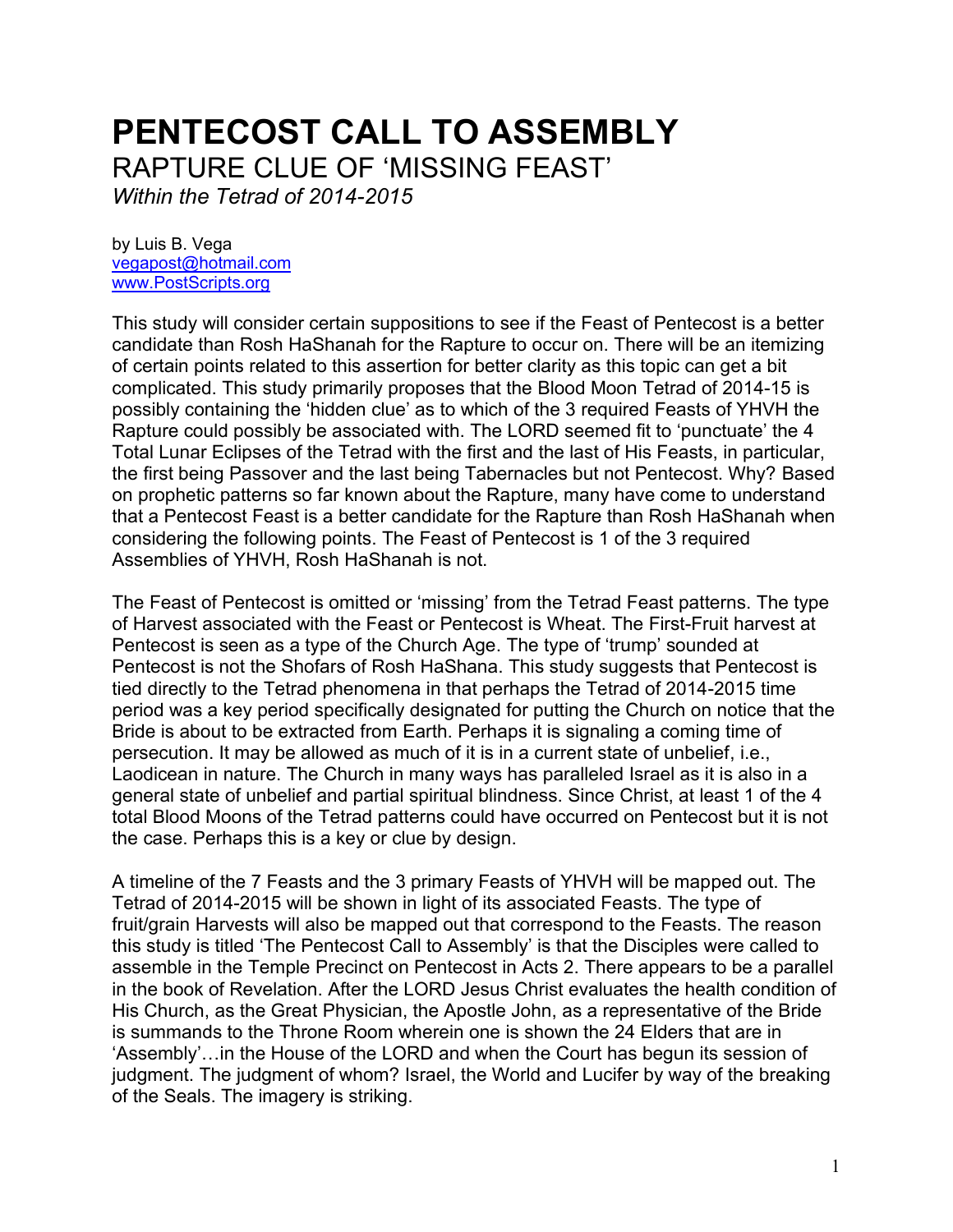# PENTECOST CALL TO ASSEMBLY

## RAPTURE CLUE OF 'MISSING FEAST'

*Within the Tetrad of 2014-2015*

by Luis B. Vega
vegapost@hotmail.com
www.PostScripts.org

This study will consider certain suppositions to see if the Feast of Pentecost is a better candidate than Rosh HaShanah for the Rapture to occur on. There will be an itemizing of certain points related to this assertion for better clarity as this topic can get a bit complicated. This study primarily proposes that the Blood Moon Tetrad of 2014-15 is possibly containing the 'hidden clue' as to which of the 3 required Feasts of YHVH the Rapture could possibly be associated with. The LORD seemed fit to 'punctuate' the 4 Total Lunar Eclipses of the Tetrad with the first and the last of His Feasts, in particular, the first being Passover and the last being Tabernacles but not Pentecost. Why? Based on prophetic patterns so far known about the Rapture, many have come to understand that a Pentecost Feast is a better candidate for the Rapture than Rosh HaShanah when considering the following points. The Feast of Pentecost is 1 of the 3 required Assemblies of YHVH, Rosh HaShanah is not.

The Feast of Pentecost is omitted or 'missing' from the Tetrad Feast patterns. The type of Harvest associated with the Feast or Pentecost is Wheat. The First-Fruit harvest at Pentecost is seen as a type of the Church Age. The type of 'trump' sounded at Pentecost is not the Shofars of Rosh HaShana. This study suggests that Pentecost is tied directly to the Tetrad phenomena in that perhaps the Tetrad of 2014-2015 time period was a key period specifically designated for putting the Church on notice that the Bride is about to be extracted from Earth. Perhaps it is signaling a coming time of persecution. It may be allowed as much of it is in a current state of unbelief, i.e., Laodicean in nature. The Church in many ways has paralleled Israel as it is also in a general state of unbelief and partial spiritual blindness. Since Christ, at least 1 of the 4 total Blood Moons of the Tetrad patterns could have occurred on Pentecost but it is not the case. Perhaps this is a key or clue by design.

A timeline of the 7 Feasts and the 3 primary Feasts of YHVH will be mapped out. The Tetrad of 2014-2015 will be shown in light of its associated Feasts. The type of fruit/grain Harvests will also be mapped out that correspond to the Feasts. The reason this study is titled 'The Pentecost Call to Assembly' is that the Disciples were called to assemble in the Temple Precinct on Pentecost in Acts 2. There appears to be a parallel in the book of Revelation. After the LORD Jesus Christ evaluates the health condition of His Church, as the Great Physician, the Apostle John, as a representative of the Bride is summands to the Throne Room wherein one is shown the 24 Elders that are in 'Assembly'…in the House of the LORD and when the Court has begun its session of judgment. The judgment of whom? Israel, the World and Lucifer by way of the breaking of the Seals. The imagery is striking.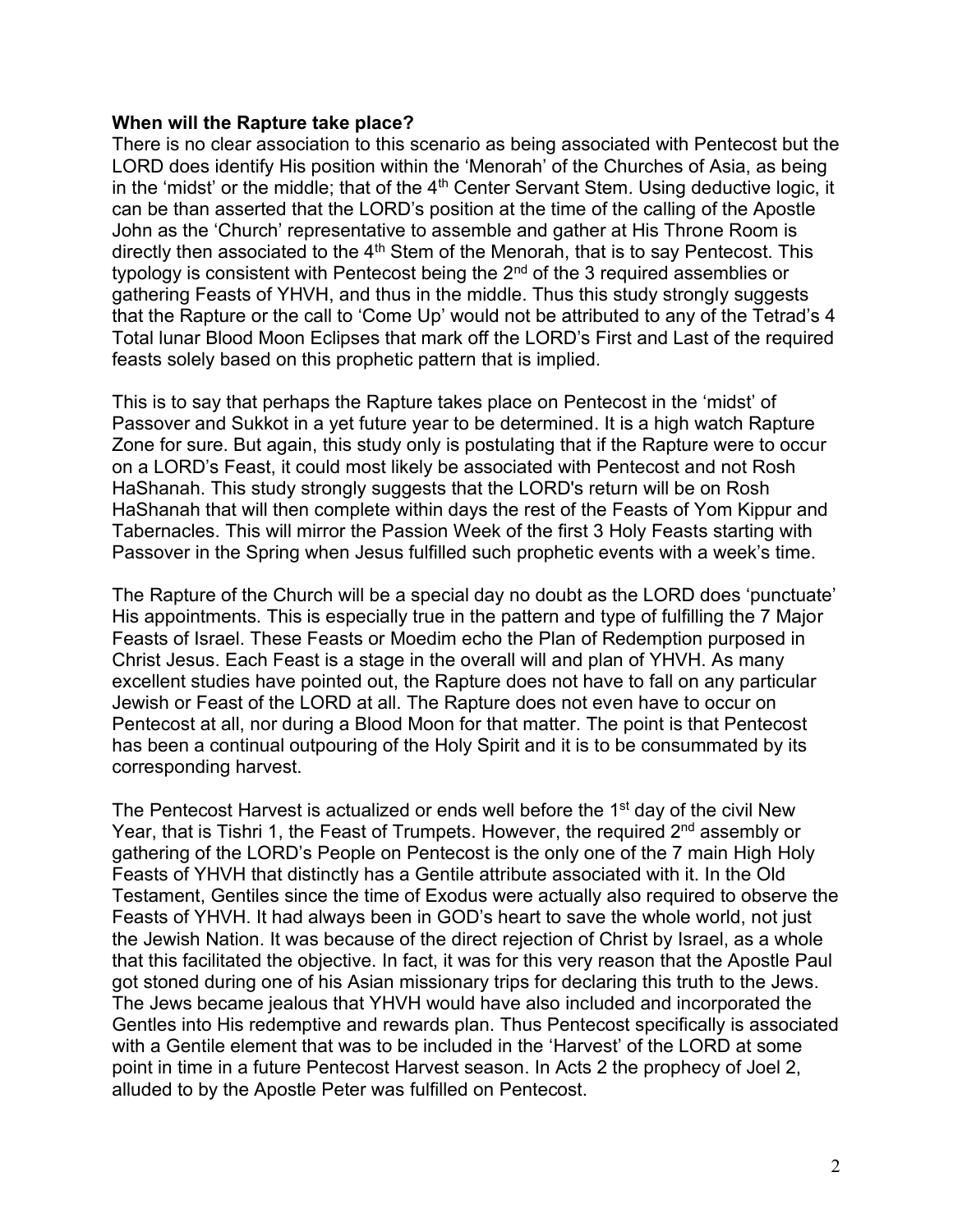**When will the Rapture take place?**

There is no clear association to this scenario as being associated with Pentecost but the LORD does identify His position within the 'Menorah' of the Churches of Asia, as being in the 'midst' or the middle; that of the 4th Center Servant Stem. Using deductive logic, it can be than asserted that the LORD's position at the time of the calling of the Apostle John as the 'Church' representative to assemble and gather at His Throne Room is directly then associated to the 4th Stem of the Menorah, that is to say Pentecost. This typology is consistent with Pentecost being the 2nd of the 3 required assemblies or gathering Feasts of YHVH, and thus in the middle. Thus this study strongly suggests that the Rapture or the call to 'Come Up' would not be attributed to any of the Tetrad's 4 Total lunar Blood Moon Eclipses that mark off the LORD's First and Last of the required feasts solely based on this prophetic pattern that is implied.

This is to say that perhaps the Rapture takes place on Pentecost in the 'midst' of Passover and Sukkot in a yet future year to be determined. It is a high watch Rapture Zone for sure. But again, this study only is postulating that if the Rapture were to occur on a LORD's Feast, it could most likely be associated with Pentecost and not Rosh HaShanah. This study strongly suggests that the LORD's return will be on Rosh HaShanah that will then complete within days the rest of the Feasts of Yom Kippur and Tabernacles. This will mirror the Passion Week of the first 3 Holy Feasts starting with Passover in the Spring when Jesus fulfilled such prophetic events with a week's time.

The Rapture of the Church will be a special day no doubt as the LORD does 'punctuate' His appointments. This is especially true in the pattern and type of fulfilling the 7 Major Feasts of Israel. These Feasts or Moedim echo the Plan of Redemption purposed in Christ Jesus. Each Feast is a stage in the overall will and plan of YHVH. As many excellent studies have pointed out, the Rapture does not have to fall on any particular Jewish or Feast of the LORD at all. The Rapture does not even have to occur on Pentecost at all, nor during a Blood Moon for that matter. The point is that Pentecost has been a continual outpouring of the Holy Spirit and it is to be consummated by its corresponding harvest.

The Pentecost Harvest is actualized or ends well before the 1st day of the civil New Year, that is Tishri 1, the Feast of Trumpets. However, the required 2nd assembly or gathering of the LORD's People on Pentecost is the only one of the 7 main High Holy Feasts of YHVH that distinctly has a Gentile attribute associated with it. In the Old Testament, Gentiles since the time of Exodus were actually also required to observe the Feasts of YHVH. It had always been in GOD's heart to save the whole world, not just the Jewish Nation. It was because of the direct rejection of Christ by Israel, as a whole that this facilitated the objective. In fact, it was for this very reason that the Apostle Paul got stoned during one of his Asian missionary trips for declaring this truth to the Jews. The Jews became jealous that YHVH would have also included and incorporated the Gentiles into His redemptive and rewards plan. Thus Pentecost specifically is associated with a Gentile element that was to be included in the 'Harvest' of the LORD at some point in time in a future Pentecost Harvest season. In Acts 2 the prophecy of Joel 2, alluded to by the Apostle Peter was fulfilled on Pentecost.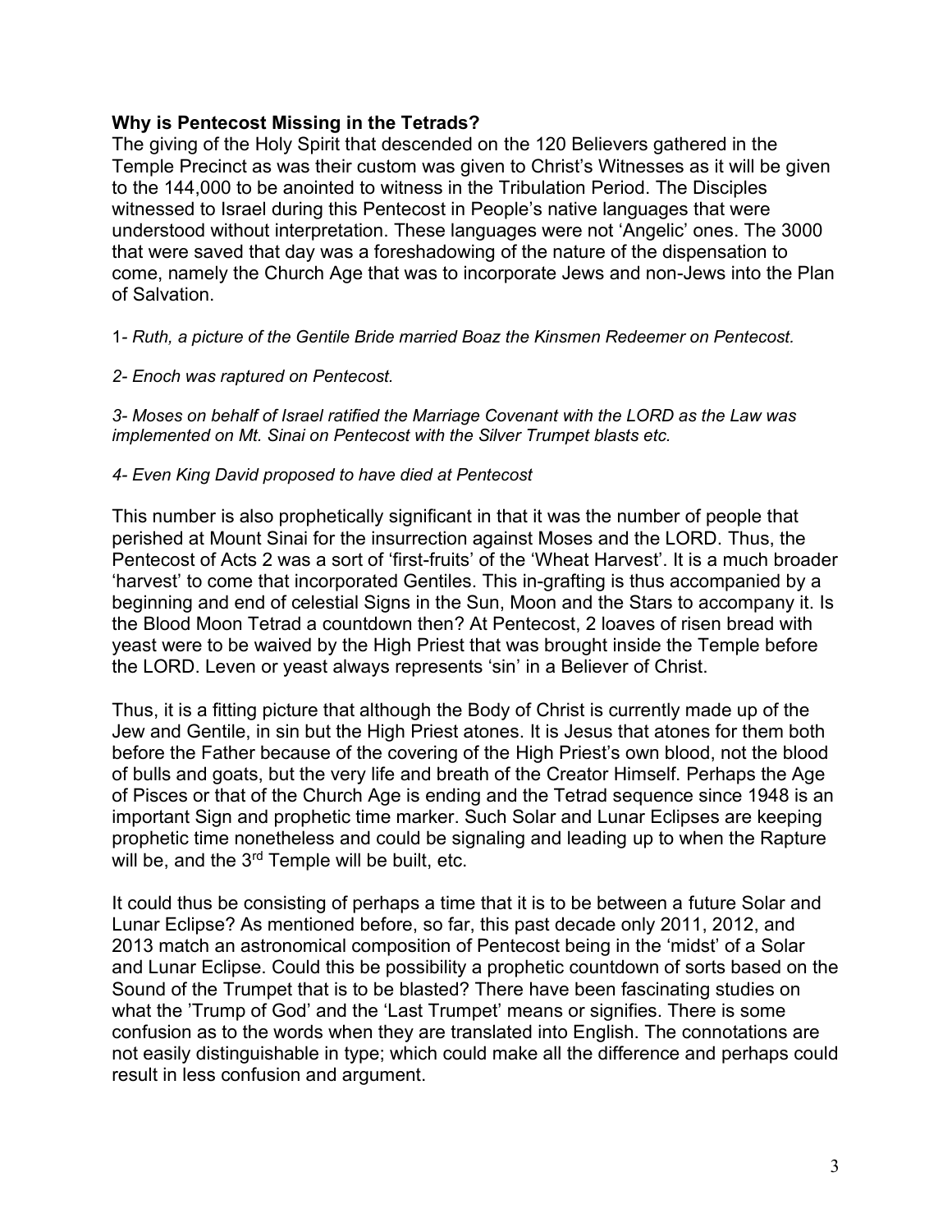**Why is Pentecost Missing in the Tetrads?**

The giving of the Holy Spirit that descended on the 120 Believers gathered in the Temple Precinct as was their custom was given to Christ's Witnesses as it will be given to the 144,000 to be anointed to witness in the Tribulation Period. The Disciples witnessed to Israel during this Pentecost in People's native languages that were understood without interpretation. These languages were not 'Angelic' ones. The 3000 that were saved that day was a foreshadowing of the nature of the dispensation to come, namely the Church Age that was to incorporate Jews and non-Jews into the Plan of Salvation.

1- *Ruth, a picture of the Gentile Bride married Boaz the Kinsmen Redeemer on Pentecost.*

*2- Enoch was raptured on Pentecost.*

*3- Moses on behalf of Israel ratified the Marriage Covenant with the LORD as the Law was implemented on Mt. Sinai on Pentecost with the Silver Trumpet blasts etc.*

*4- Even King David proposed to have died at Pentecost*

This number is also prophetically significant in that it was the number of people that perished at Mount Sinai for the insurrection against Moses and the LORD. Thus, the Pentecost of Acts 2 was a sort of 'first-fruits' of the 'Wheat Harvest'. It is a much broader 'harvest' to come that incorporated Gentiles. This in-grafting is thus accompanied by a beginning and end of celestial Signs in the Sun, Moon and the Stars to accompany it. Is the Blood Moon Tetrad a countdown then? At Pentecost, 2 loaves of risen bread with yeast were to be waived by the High Priest that was brought inside the Temple before the LORD. Leven or yeast always represents 'sin' in a Believer of Christ.

Thus, it is a fitting picture that although the Body of Christ is currently made up of the Jew and Gentile, in sin but the High Priest atones. It is Jesus that atones for them both before the Father because of the covering of the High Priest's own blood, not the blood of bulls and goats, but the very life and breath of the Creator Himself. Perhaps the Age of Pisces or that of the Church Age is ending and the Tetrad sequence since 1948 is an important Sign and prophetic time marker. Such Solar and Lunar Eclipses are keeping prophetic time nonetheless and could be signaling and leading up to when the Rapture will be, and the 3rd Temple will be built, etc.

It could thus be consisting of perhaps a time that it is to be between a future Solar and Lunar Eclipse? As mentioned before, so far, this past decade only 2011, 2012, and 2013 match an astronomical composition of Pentecost being in the 'midst' of a Solar and Lunar Eclipse. Could this be possibility a prophetic countdown of sorts based on the Sound of the Trumpet that is to be blasted? There have been fascinating studies on what the 'Trump of God' and the 'Last Trumpet' means or signifies. There is some confusion as to the words when they are translated into English. The connotations are not easily distinguishable in type; which could make all the difference and perhaps could result in less confusion and argument.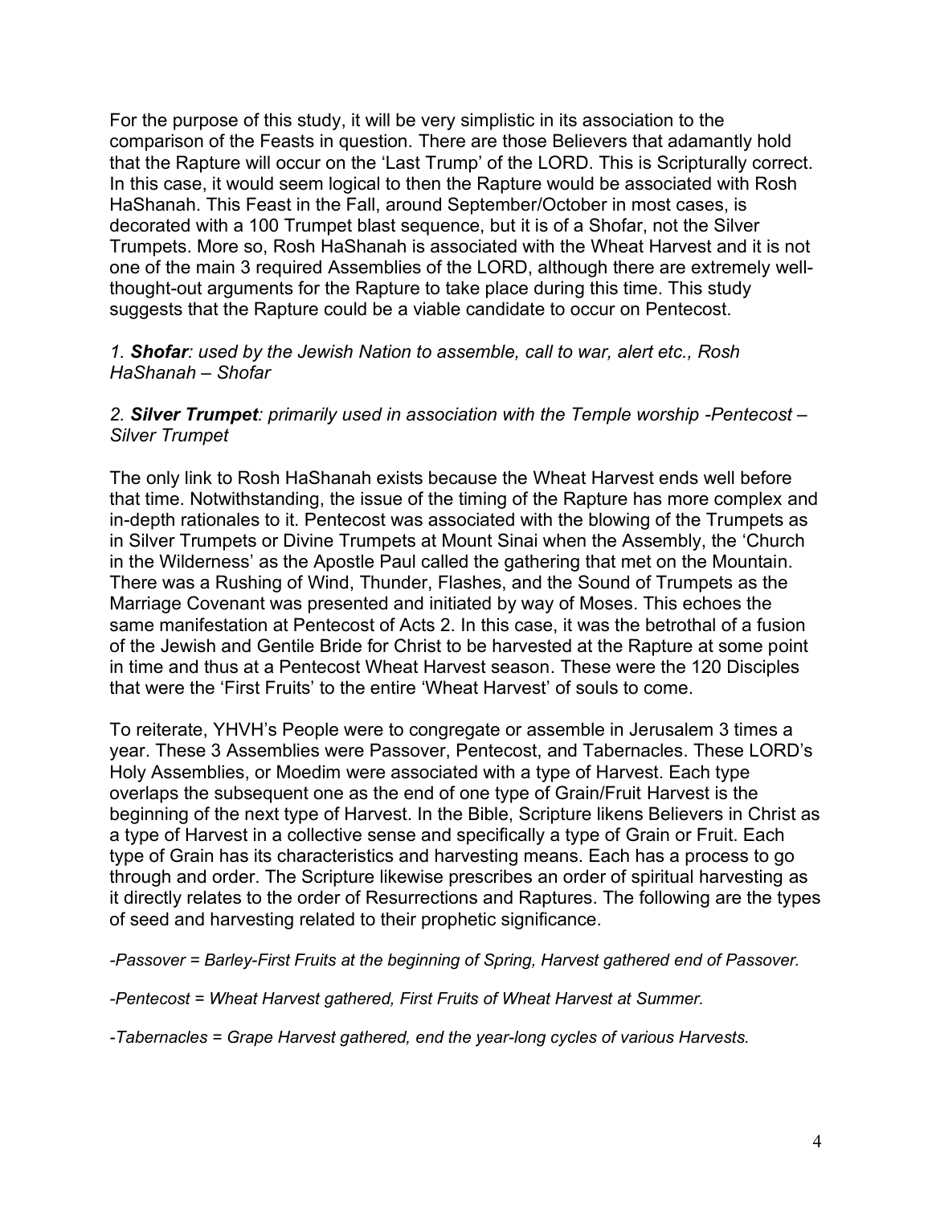For the purpose of this study, it will be very simplistic in its association to the comparison of the Feasts in question. There are those Believers that adamantly hold that the Rapture will occur on the 'Last Trump' of the LORD. This is Scripturally correct. In this case, it would seem logical to then the Rapture would be associated with Rosh HaShanah. This Feast in the Fall, around September/October in most cases, is decorated with a 100 Trumpet blast sequence, but it is of a Shofar, not the Silver Trumpets. More so, Rosh HaShanah is associated with the Wheat Harvest and it is not one of the main 3 required Assemblies of the LORD, although there are extremely well-thought-out arguments for the Rapture to take place during this time. This study suggests that the Rapture could be a viable candidate to occur on Pentecost.

*1.* ***Shofar****: used by the Jewish Nation to assemble, call to war, alert etc., Rosh HaShanah – Shofar*

*2.* ***Silver Trumpet****: primarily used in association with the Temple worship -Pentecost – Silver Trumpet*

The only link to Rosh HaShanah exists because the Wheat Harvest ends well before that time. Notwithstanding, the issue of the timing of the Rapture has more complex and in-depth rationales to it. Pentecost was associated with the blowing of the Trumpets as in Silver Trumpets or Divine Trumpets at Mount Sinai when the Assembly, the 'Church in the Wilderness' as the Apostle Paul called the gathering that met on the Mountain. There was a Rushing of Wind, Thunder, Flashes, and the Sound of Trumpets as the Marriage Covenant was presented and initiated by way of Moses. This echoes the same manifestation at Pentecost of Acts 2. In this case, it was the betrothal of a fusion of the Jewish and Gentile Bride for Christ to be harvested at the Rapture at some point in time and thus at a Pentecost Wheat Harvest season. These were the 120 Disciples that were the 'First Fruits' to the entire 'Wheat Harvest' of souls to come.

To reiterate, YHVH's People were to congregate or assemble in Jerusalem 3 times a year. These 3 Assemblies were Passover, Pentecost, and Tabernacles. These LORD's Holy Assemblies, or Moedim were associated with a type of Harvest. Each type overlaps the subsequent one as the end of one type of Grain/Fruit Harvest is the beginning of the next type of Harvest. In the Bible, Scripture likens Believers in Christ as a type of Harvest in a collective sense and specifically a type of Grain or Fruit. Each type of Grain has its characteristics and harvesting means. Each has a process to go through and order. The Scripture likewise prescribes an order of spiritual harvesting as it directly relates to the order of Resurrections and Raptures. The following are the types of seed and harvesting related to their prophetic significance.

*-Passover = Barley-First Fruits at the beginning of Spring, Harvest gathered end of Passover.*

*-Pentecost = Wheat Harvest gathered, First Fruits of Wheat Harvest at Summer.*

*-Tabernacles = Grape Harvest gathered, end the year-long cycles of various Harvests.*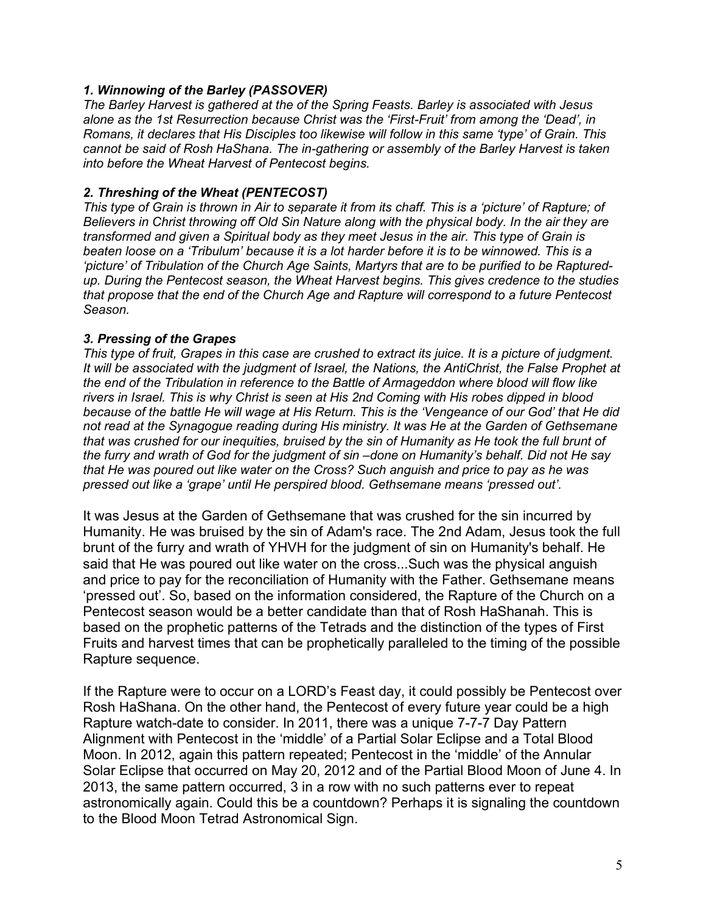***1. Winnowing of the Barley (PASSOVER)***

*The Barley Harvest is gathered at the of the Spring Feasts. Barley is associated with Jesus alone as the 1st Resurrection because Christ was the 'First-Fruit' from among the 'Dead', in Romans, it declares that His Disciples too likewise will follow in this same 'type' of Grain. This cannot be said of Rosh HaShana. The in-gathering or assembly of the Barley Harvest is taken into before the Wheat Harvest of Pentecost begins.*

***2. Threshing of the Wheat (PENTECOST)***

*This type of Grain is thrown in Air to separate it from its chaff. This is a 'picture' of Rapture; of Believers in Christ throwing off Old Sin Nature along with the physical body. In the air they are transformed and given a Spiritual body as they meet Jesus in the air. This type of Grain is beaten loose on a 'Tribulum' because it is a lot harder before it is to be winnowed. This is a 'picture' of Tribulation of the Church Age Saints, Martyrs that are to be purified to be Raptured-up. During the Pentecost season, the Wheat Harvest begins. This gives credence to the studies that propose that the end of the Church Age and Rapture will correspond to a future Pentecost Season.*

***3. Pressing of the Grapes***

*This type of fruit, Grapes in this case are crushed to extract its juice. It is a picture of judgment. It will be associated with the judgment of Israel, the Nations, the AntiChrist, the False Prophet at the end of the Tribulation in reference to the Battle of Armageddon where blood will flow like rivers in Israel. This is why Christ is seen at His 2nd Coming with His robes dipped in blood because of the battle He will wage at His Return. This is the 'Vengeance of our God' that He did not read at the Synagogue reading during His ministry. It was He at the Garden of Gethsemane that was crushed for our inequities, bruised by the sin of Humanity as He took the full brunt of the furry and wrath of God for the judgment of sin –done on Humanity's behalf. Did not He say that He was poured out like water on the Cross? Such anguish and price to pay as he was pressed out like a 'grape' until He perspired blood. Gethsemane means 'pressed out'.*

It was Jesus at the Garden of Gethsemane that was crushed for the sin incurred by Humanity. He was bruised by the sin of Adam's race. The 2nd Adam, Jesus took the full brunt of the furry and wrath of YHVH for the judgment of sin on Humanity's behalf. He said that He was poured out like water on the cross...Such was the physical anguish and price to pay for the reconciliation of Humanity with the Father. Gethsemane means 'pressed out'. So, based on the information considered, the Rapture of the Church on a Pentecost season would be a better candidate than that of Rosh HaShanah. This is based on the prophetic patterns of the Tetrads and the distinction of the types of First Fruits and harvest times that can be prophetically paralleled to the timing of the possible Rapture sequence.

If the Rapture were to occur on a LORD's Feast day, it could possibly be Pentecost over Rosh HaShana. On the other hand, the Pentecost of every future year could be a high Rapture watch-date to consider. In 2011, there was a unique 7-7-7 Day Pattern Alignment with Pentecost in the 'middle' of a Partial Solar Eclipse and a Total Blood Moon. In 2012, again this pattern repeated; Pentecost in the 'middle' of the Annular Solar Eclipse that occurred on May 20, 2012 and of the Partial Blood Moon of June 4. In 2013, the same pattern occurred, 3 in a row with no such patterns ever to repeat astronomically again. Could this be a countdown? Perhaps it is signaling the countdown to the Blood Moon Tetrad Astronomical Sign.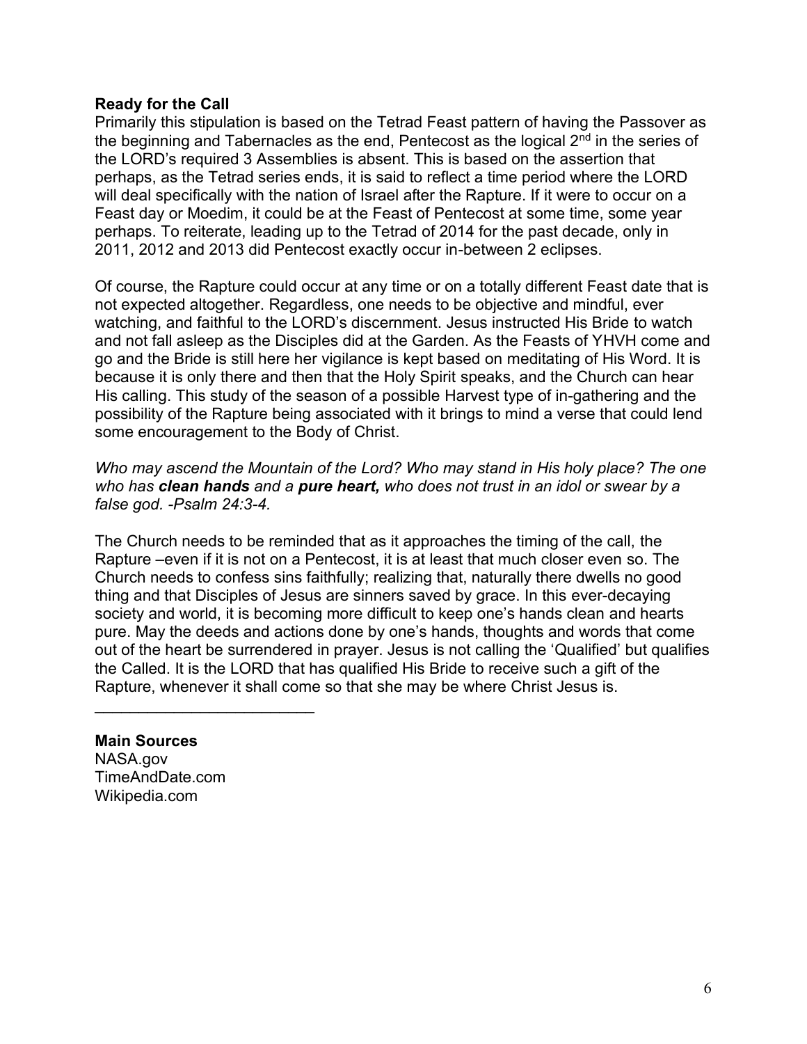**Ready for the Call**

Primarily this stipulation is based on the Tetrad Feast pattern of having the Passover as the beginning and Tabernacles as the end, Pentecost as the logical 2nd in the series of the LORD's required 3 Assemblies is absent. This is based on the assertion that perhaps, as the Tetrad series ends, it is said to reflect a time period where the LORD will deal specifically with the nation of Israel after the Rapture. If it were to occur on a Feast day or Moedim, it could be at the Feast of Pentecost at some time, some year perhaps. To reiterate, leading up to the Tetrad of 2014 for the past decade, only in 2011, 2012 and 2013 did Pentecost exactly occur in-between 2 eclipses.

Of course, the Rapture could occur at any time or on a totally different Feast date that is not expected altogether. Regardless, one needs to be objective and mindful, ever watching, and faithful to the LORD's discernment. Jesus instructed His Bride to watch and not fall asleep as the Disciples did at the Garden. As the Feasts of YHVH come and go and the Bride is still here her vigilance is kept based on meditating of His Word. It is because it is only there and then that the Holy Spirit speaks, and the Church can hear His calling. This study of the season of a possible Harvest type of in-gathering and the possibility of the Rapture being associated with it brings to mind a verse that could lend some encouragement to the Body of Christ.

*Who may ascend the Mountain of the Lord? Who may stand in His holy place? The one who has **clean hands** and a **pure heart,** who does not trust in an idol or swear by a false god. -Psalm 24:3-4.*

The Church needs to be reminded that as it approaches the timing of the call, the Rapture –even if it is not on a Pentecost, it is at least that much closer even so. The Church needs to confess sins faithfully; realizing that, naturally there dwells no good thing and that Disciples of Jesus are sinners saved by grace. In this ever-decaying society and world, it is becoming more difficult to keep one's hands clean and hearts pure. May the deeds and actions done by one's hands, thoughts and words that come out of the heart be surrendered in prayer. Jesus is not calling the 'Qualified' but qualifies the Called. It is the LORD that has qualified His Bride to receive such a gift of the Rapture, whenever it shall come so that she may be where Christ Jesus is.

---

**Main Sources**

NASA.gov
TimeAndDate.com
Wikipedia.com